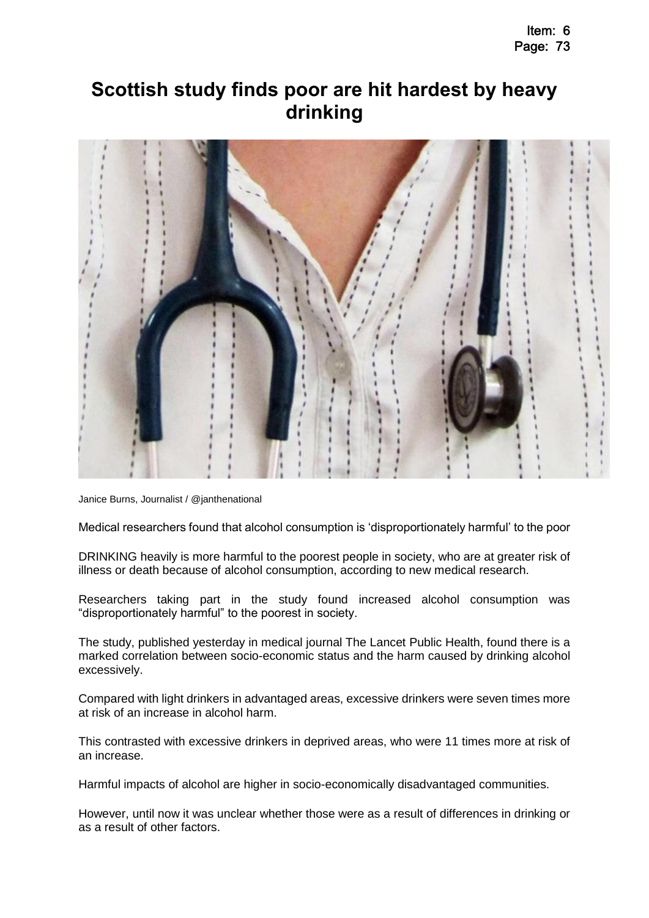# Scottish study finds poor are hit hardest by heavy drinking

Janice Burns, Journalist / @janthenational

Medical researchers found that alcohol consumption is 'disproportionately harmful' to the poor

DRINKING heavily is more harmful to the poorest people in society, who are at greater risk of illness or death because of alcohol consumption, according to new medical research.

Researchers taking part in the study found increased alcohol consumption was "disproportionately harmful" to the poorest in society.

The study, published yesterday in medical journal The Lancet Public Health, found there is a marked correlation between socio-economic status and the harm caused by drinking alcohol excessively.

Compared with light drinkers in advantaged areas, excessive drinkers were seven times more at risk of an increase in alcohol harm.

This contrasted with excessive drinkers in deprived areas, who were 11 times more at risk of an increase.

Harmful impacts of alcohol are higher in socio-economically disadvantaged communities.

However, until now it was unclear whether those were as a result of differences in drinking or as a result of other factors.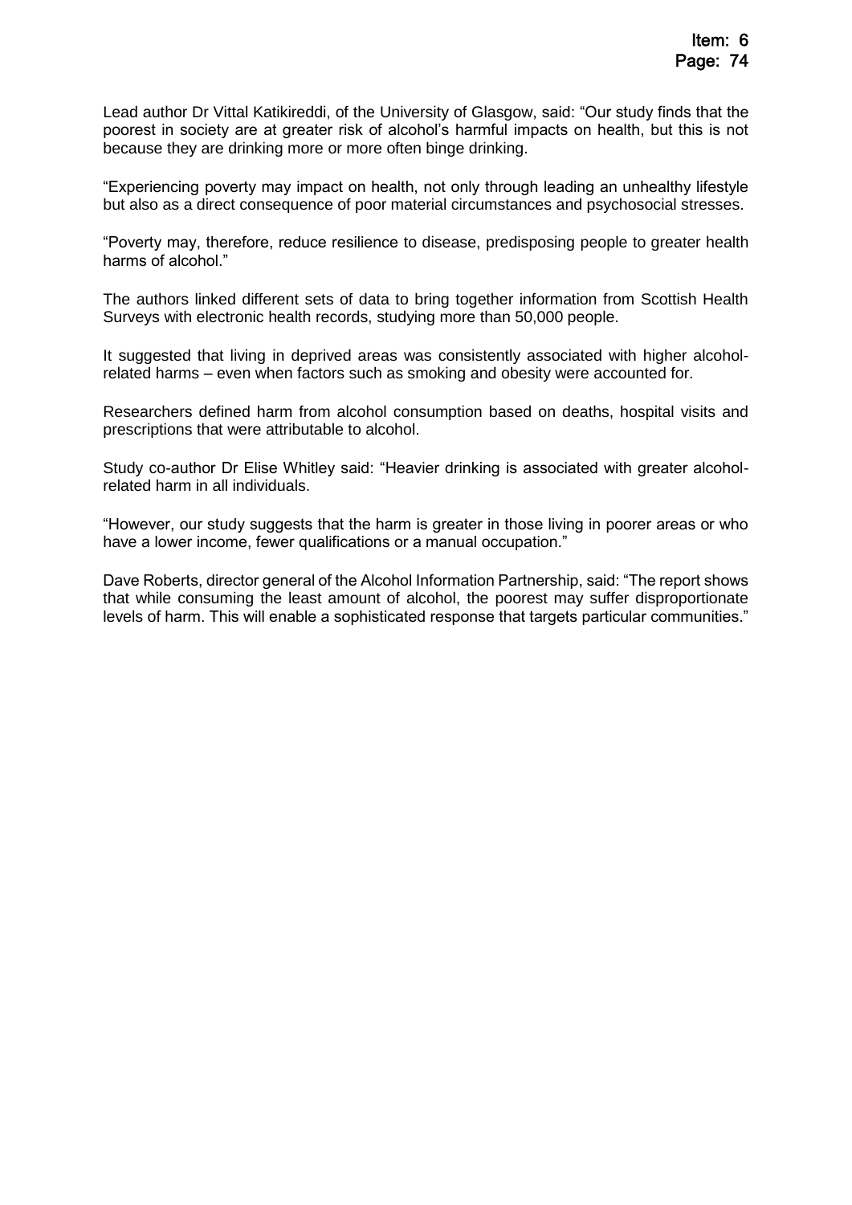Lead author Dr Vittal Katikireddi, of the University of Glasgow, said: “Our study finds that the poorest in society are at greater risk of alcohol’s harmful impacts on health, but this is not because they are drinking more or more often binge drinking.

“Experiencing poverty may impact on health, not only through leading an unhealthy lifestyle but also as a direct consequence of poor material circumstances and psychosocial stresses.

“Poverty may, therefore, reduce resilience to disease, predisposing people to greater health harms of alcohol.”

The authors linked different sets of data to bring together information from Scottish Health Surveys with electronic health records, studying more than 50,000 people.

It suggested that living in deprived areas was consistently associated with higher alcohol-related harms – even when factors such as smoking and obesity were accounted for.

Researchers defined harm from alcohol consumption based on deaths, hospital visits and prescriptions that were attributable to alcohol.

Study co-author Dr Elise Whitley said: “Heavier drinking is associated with greater alcohol-related harm in all individuals.

“However, our study suggests that the harm is greater in those living in poorer areas or who have a lower income, fewer qualifications or a manual occupation.”

Dave Roberts, director general of the Alcohol Information Partnership, said: “The report shows that while consuming the least amount of alcohol, the poorest may suffer disproportionate levels of harm. This will enable a sophisticated response that targets particular communities.”